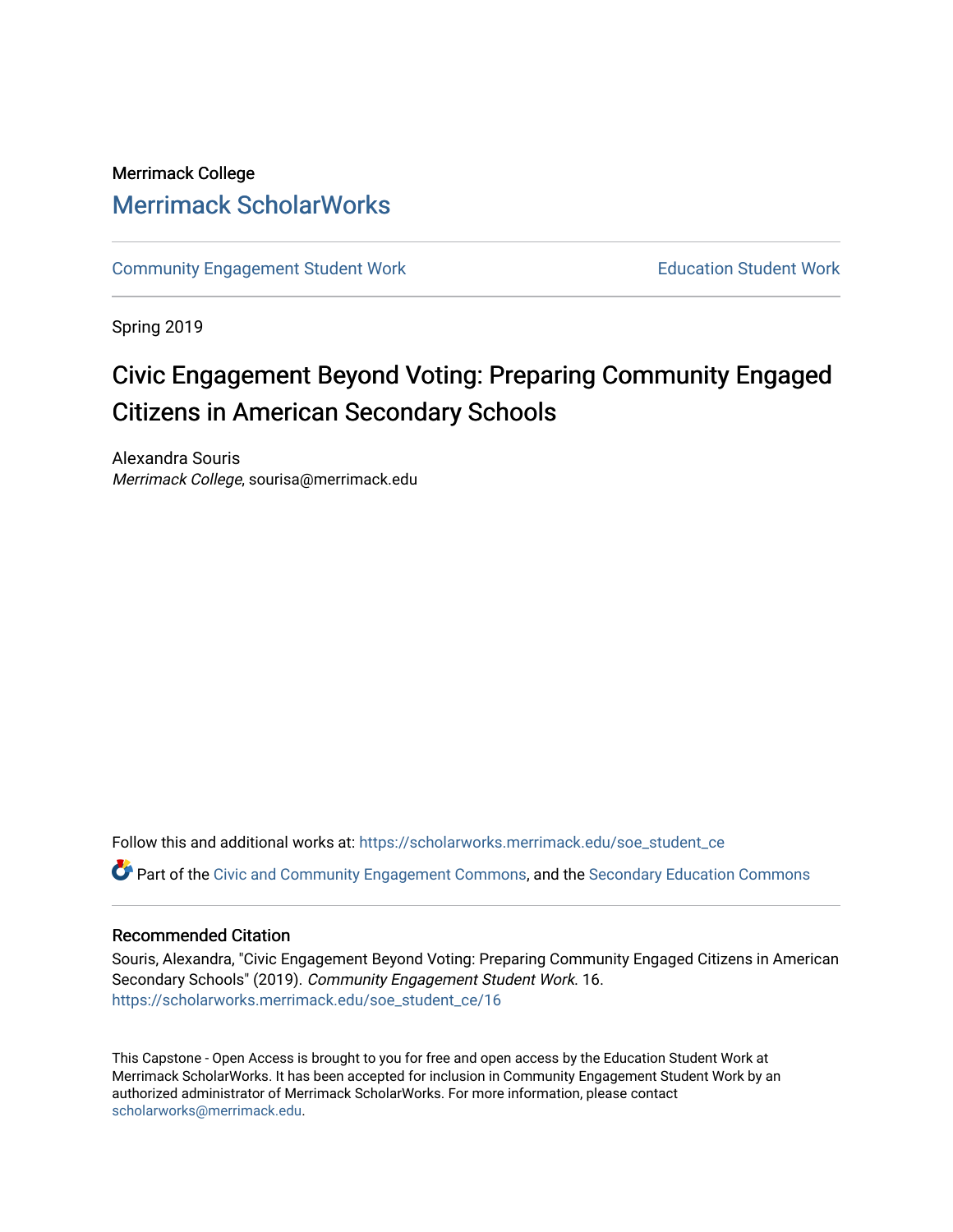Merrimack College

# Merrimack ScholarWorks

Community Engagement Student Work

Education Student Work

Spring 2019

## Civic Engagement Beyond Voting: Preparing Community Engaged Citizens in American Secondary Schools

Alexandra Souris
*Merrimack College*, sourisa@merrimack.edu

Follow this and additional works at: https://scholarworks.merrimack.edu/soe_student_ce

Part of the Civic and Community Engagement Commons, and the Secondary Education Commons

### Recommended Citation

Souris, Alexandra, "Civic Engagement Beyond Voting: Preparing Community Engaged Citizens in American Secondary Schools" (2019). *Community Engagement Student Work.* 16.
https://scholarworks.merrimack.edu/soe_student_ce/16

This Capstone - Open Access is brought to you for free and open access by the Education Student Work at Merrimack ScholarWorks. It has been accepted for inclusion in Community Engagement Student Work by an authorized administrator of Merrimack ScholarWorks. For more information, please contact scholarworks@merrimack.edu.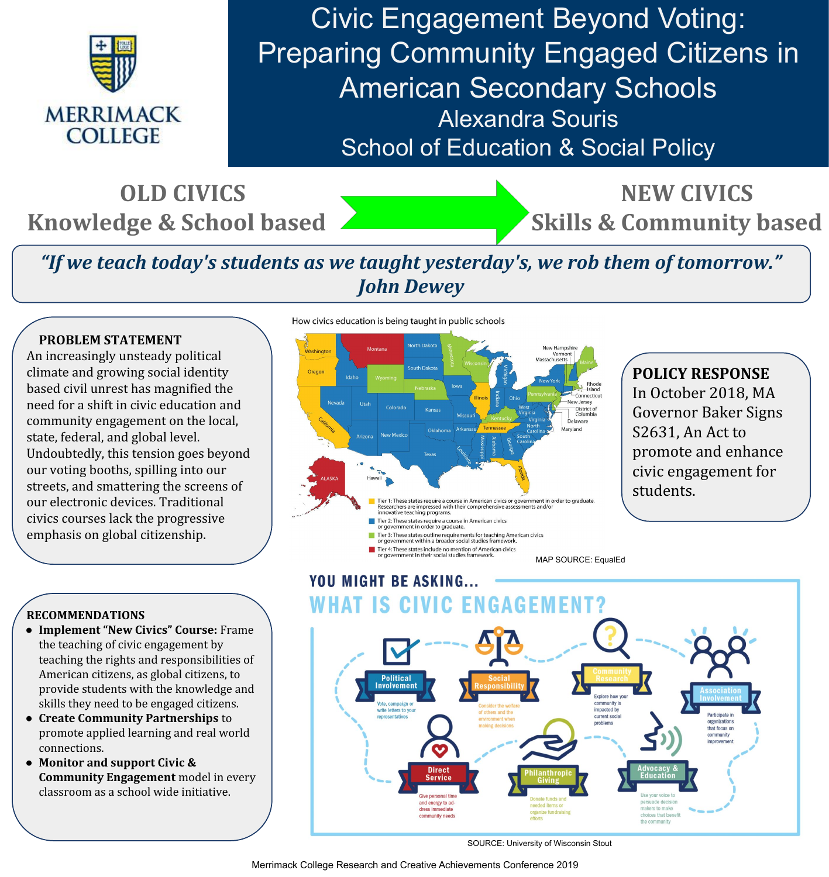# Civic Engagement Beyond Voting: Preparing Community Engaged Citizens in American Secondary Schools

Alexandra Souris

School of Education & Social Policy

MERRIMACK COLLEGE

## OLD CIVICS
## Knowledge & School based

## NEW CIVICS
## Skills & Community based

*"If we teach today's students as we taught yesterday's, we rob them of tomorrow."*
*John Dewey*

### PROBLEM STATEMENT

An increasingly unsteady political climate and growing social identity based civil unrest has magnified the need for a shift in civic education and community engagement on the local, state, federal, and global level. Undoubtedly, this tension goes beyond our voting booths, spilling into our streets, and smattering the screens of our electronic devices. Traditional civics courses lack the progressive emphasis on global citizenship.

How civics education is being taught in public schools

Washington, Oregon, California, Idaho, Nevada, Utah, Arizona, Montana, Wyoming, Colorado, New Mexico, North Dakota, South Dakota, Nebraska, Kansas, Oklahoma, Texas, Minnesota, Iowa, Missouri, Arkansas, Louisiana, Wisconsin, Illinois, Michigan, Indiana, Ohio, Kentucky, Tennessee, Mississippi, Alabama, Georgia, Florida, South Carolina, North Carolina, Virginia, West Virginia, Pennsylvania, New York, Maine, New Hampshire, Vermont, Massachusetts, Rhode Island, Connecticut, New Jersey, Delaware, Maryland, District of Columbia, ALASKA, Hawaii

Tier 1: These states require a course in American civics or government in order to graduate. Researchers are impressed with their comprehensive assessments and/or innovative teaching programs.

Tier 2: These states require a course in American civics or government in order to graduate.

Tier 3: These states outline requirements for teaching American civics or government within a broader social studies framework.

Tier 4: These states include no mention of American civics or government in their social studies framework.

MAP SOURCE: EqualEd

### POLICY RESPONSE

In October 2018, MA Governor Baker Signs S2631, An Act to promote and enhance civic engagement for students.

### RECOMMENDATIONS

- **Implement "New Civics" Course:** Frame the teaching of civic engagement by teaching the rights and responsibilities of American citizens, as global citizens, to provide students with the knowledge and skills they need to be engaged citizens.
- **Create Community Partnerships** to promote applied learning and real world connections.
- **Monitor and support Civic & Community Engagement** model in every classroom as a school wide initiative.

YOU MIGHT BE ASKING...
WHAT IS CIVIC ENGAGEMENT?

Political Involvement: Vote, campaign or write letters to your representatives

Social Responsibility: Consider the welfare of others and the environment when making decisions

Community Research: Explore how your community is impacted by current social problems

Association Involvement: Participate in organizations that focus on community improvement

Direct Service: Give personal time and energy to address immediate community needs

Philanthropic Giving: Donate funds and needed items or organize fundraising efforts

Advocacy & Education: Use your voice to persuade decision makers to make choices that benefit the community

SOURCE: University of Wisconsin Stout

Merrimack College Research and Creative Achievements Conference 2019